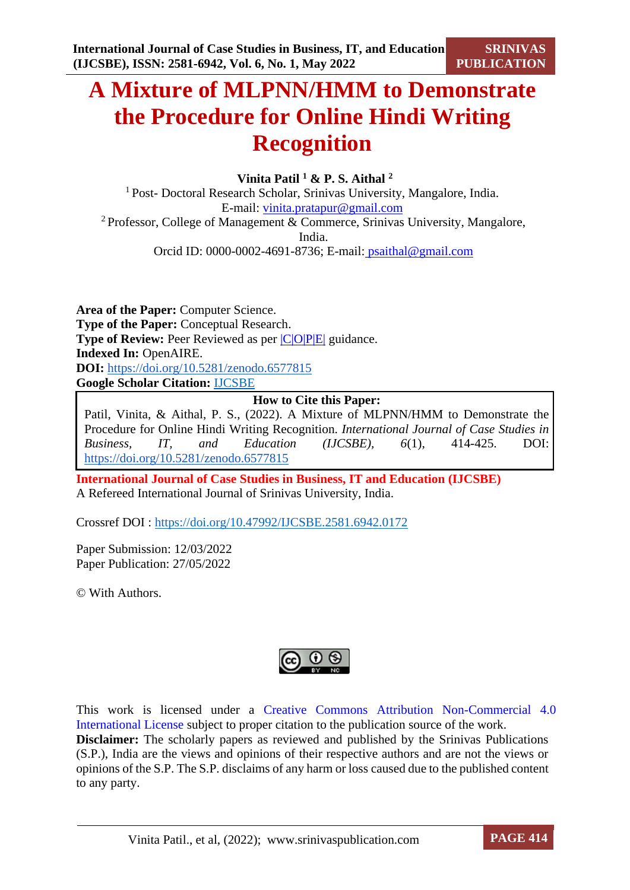# A Mixture of MLPNN/HMM to Demonstrate the Procedure for Online Hindi Writing Recognition

**Vinita Patil [1] & P. S. Aithal [2]**

[1] Post- Doctoral Research Scholar, Srinivas University, Mangalore, India.
E-mail: vinita.pratapur@gmail.com

[2] Professor, College of Management & Commerce, Srinivas University, Mangalore, India.
Orcid ID: 0000-0002-4691-8736; E-mail: psaithal@gmail.com

**Area of the Paper:** Computer Science.
**Type of the Paper:** Conceptual Research.
**Type of Review:** Peer Reviewed as per |C|O|P|E| guidance.
**Indexed In:** OpenAIRE.
**DOI:** https://doi.org/10.5281/zenodo.6577815
**Google Scholar Citation:** IJCSBE

**How to Cite this Paper:**

Patil, Vinita, & Aithal, P. S., (2022). A Mixture of MLPNN/HMM to Demonstrate the Procedure for Online Hindi Writing Recognition. *International Journal of Case Studies in Business, IT, and Education (IJCSBE), 6*(1), 414-425. DOI: https://doi.org/10.5281/zenodo.6577815

**International Journal of Case Studies in Business, IT and Education (IJCSBE)**
A Refereed International Journal of Srinivas University, India.

Crossref DOI : https://doi.org/10.47992/IJCSBE.2581.6942.0172

Paper Submission: 12/03/2022
Paper Publication: 27/05/2022

© With Authors.

This work is licensed under a Creative Commons Attribution Non-Commercial 4.0 International License subject to proper citation to the publication source of the work.

**Disclaimer:** The scholarly papers as reviewed and published by the Srinivas Publications (S.P.), India are the views and opinions of their respective authors and are not the views or opinions of the S.P. The S.P. disclaims of any harm or loss caused due to the published content to any party.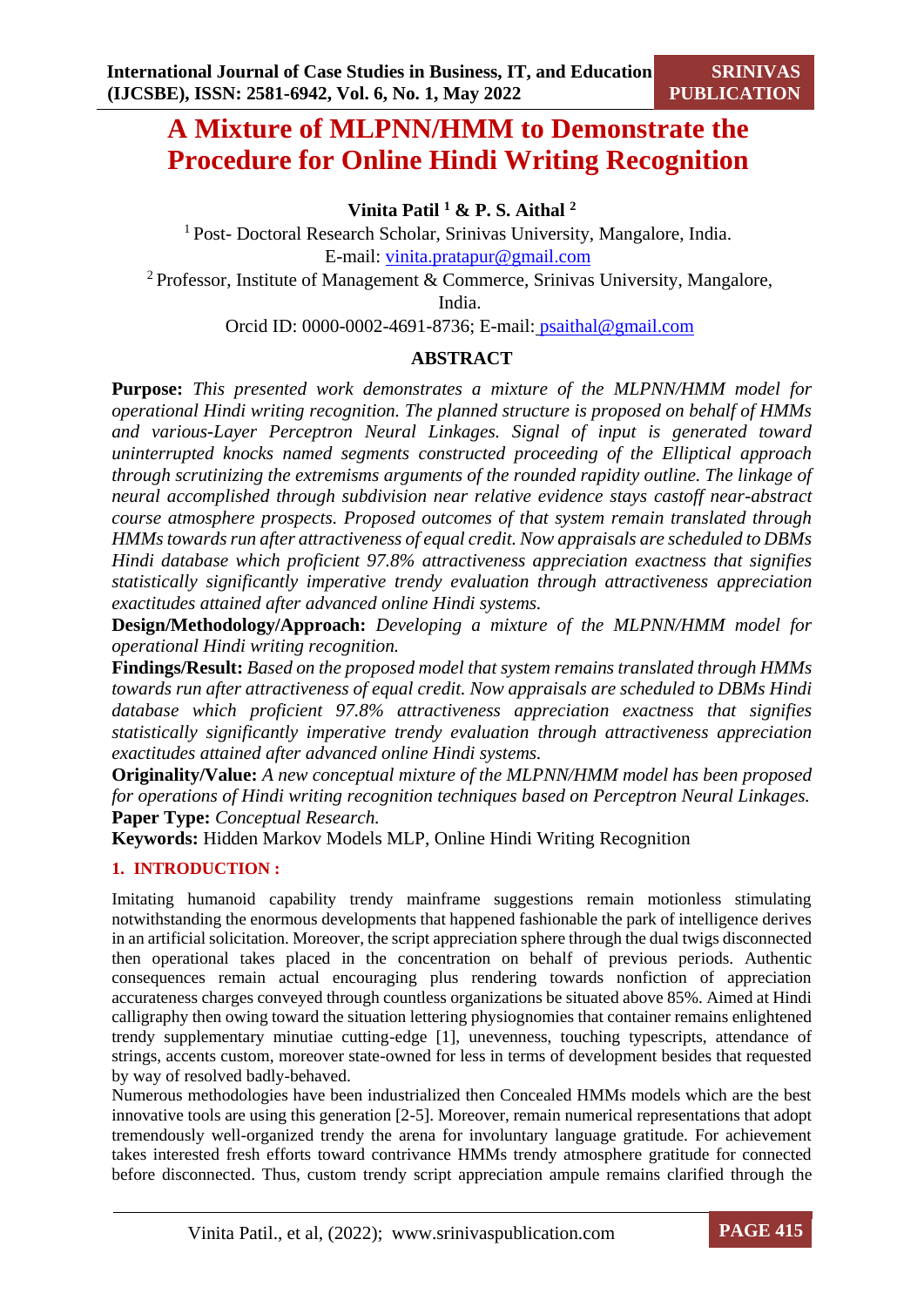# A Mixture of MLPNN/HMM to Demonstrate the Procedure for Online Hindi Writing Recognition

**Vinita Patil [1] & P. S. Aithal [2]**

[1] Post- Doctoral Research Scholar, Srinivas University, Mangalore, India.
E-mail: vinita.pratapur@gmail.com

[2] Professor, Institute of Management & Commerce, Srinivas University, Mangalore, India.
Orcid ID: 0000-0002-4691-8736; E-mail: psaithal@gmail.com

## ABSTRACT

**Purpose:** *This presented work demonstrates a mixture of the MLPNN/HMM model for operational Hindi writing recognition. The planned structure is proposed on behalf of HMMs and various-Layer Perceptron Neural Linkages. Signal of input is generated toward uninterrupted knocks named segments constructed proceeding of the Elliptical approach through scrutinizing the extremisms arguments of the rounded rapidity outline. The linkage of neural accomplished through subdivision near relative evidence stays castoff near-abstract course atmosphere prospects. Proposed outcomes of that system remain translated through HMMs towards run after attractiveness of equal credit. Now appraisals are scheduled to DBMs Hindi database which proficient 97.8% attractiveness appreciation exactness that signifies statistically significantly imperative trendy evaluation through attractiveness appreciation exactitudes attained after advanced online Hindi systems.*

**Design/Methodology/Approach:** *Developing a mixture of the MLPNN/HMM model for operational Hindi writing recognition.*

**Findings/Result:** *Based on the proposed model that system remains translated through HMMs towards run after attractiveness of equal credit. Now appraisals are scheduled to DBMs Hindi database which proficient 97.8% attractiveness appreciation exactness that signifies statistically significantly imperative trendy evaluation through attractiveness appreciation exactitudes attained after advanced online Hindi systems.*

**Originality/Value:** *A new conceptual mixture of the MLPNN/HMM model has been proposed for operations of Hindi writing recognition techniques based on Perceptron Neural Linkages.*

**Paper Type:** *Conceptual Research.*

**Keywords:** Hidden Markov Models MLP, Online Hindi Writing Recognition

## 1. INTRODUCTION :

Imitating humanoid capability trendy mainframe suggestions remain motionless stimulating notwithstanding the enormous developments that happened fashionable the park of intelligence derives in an artificial solicitation. Moreover, the script appreciation sphere through the dual twigs disconnected then operational takes placed in the concentration on behalf of previous periods. Authentic consequences remain actual encouraging plus rendering towards nonfiction of appreciation accurateness charges conveyed through countless organizations be situated above 85%. Aimed at Hindi calligraphy then owing toward the situation lettering physiognomies that container remains enlightened trendy supplementary minutiae cutting-edge [1], unevenness, touching typescripts, attendance of strings, accents custom, moreover state-owned for less in terms of development besides that requested by way of resolved badly-behaved.

Numerous methodologies have been industrialized then Concealed HMMs models which are the best innovative tools are using this generation [2-5]. Moreover, remain numerical representations that adopt tremendously well-organized trendy the arena for involuntary language gratitude. For achievement takes interested fresh efforts toward contrivance HMMs trendy atmosphere gratitude for connected before disconnected. Thus, custom trendy script appreciation ampule remains clarified through the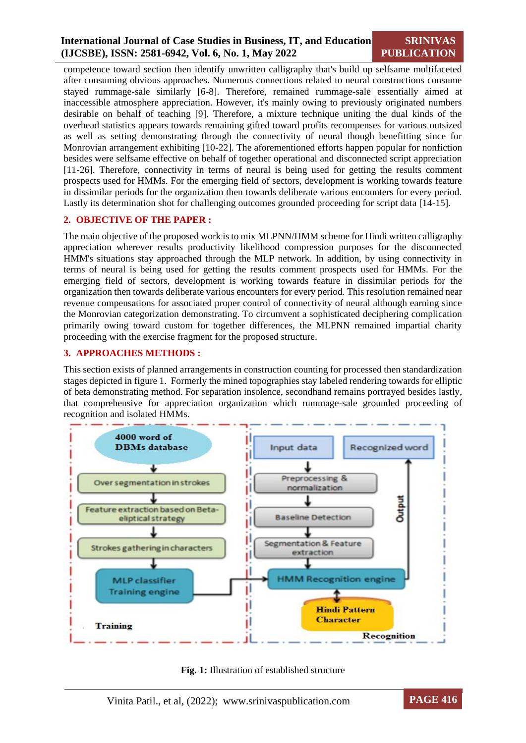competence toward section then identify unwritten calligraphy that's build up selfsame multifaceted after consuming obvious approaches. Numerous connections related to neural constructions consume stayed rummage-sale similarly [6-8]. Therefore, remained rummage-sale essentially aimed at inaccessible atmosphere appreciation. However, it's mainly owing to previously originated numbers desirable on behalf of teaching [9]. Therefore, a mixture technique uniting the dual kinds of the overhead statistics appears towards remaining gifted toward profits recompenses for various outsized as well as setting demonstrating through the connectivity of neural though benefitting since for Monrovian arrangement exhibiting [10-22]. The aforementioned efforts happen popular for nonfiction besides were selfsame effective on behalf of together operational and disconnected script appreciation [11-26]. Therefore, connectivity in terms of neural is being used for getting the results comment prospects used for HMMs. For the emerging field of sectors, development is working towards feature in dissimilar periods for the organization then towards deliberate various encounters for every period. Lastly its determination shot for challenging outcomes grounded proceeding for script data [14-15].

## 2. OBJECTIVE OF THE PAPER :

The main objective of the proposed work is to mix MLPNN/HMM scheme for Hindi written calligraphy appreciation wherever results productivity likelihood compression purposes for the disconnected HMM's situations stay approached through the MLP network. In addition, by using connectivity in terms of neural is being used for getting the results comment prospects used for HMMs. For the emerging field of sectors, development is working towards feature in dissimilar periods for the organization then towards deliberate various encounters for every period. This resolution remained near revenue compensations for associated proper control of connectivity of neural although earning since the Monrovian categorization demonstrating. To circumvent a sophisticated deciphering complication primarily owing toward custom for together differences, the MLPNN remained impartial charity proceeding with the exercise fragment for the proposed structure.

## 3. APPROACHES METHODS :

This section exists of planned arrangements in construction counting for processed then standardization stages depicted in figure 1. Formerly the mined topographies stay labeled rendering towards for elliptic of beta demonstrating method. For separation insolence, secondhand remains portrayed besides lastly, that comprehensive for appreciation organization which rummage-sale grounded proceeding of recognition and isolated HMMs.

**Fig. 1:** Illustration of established structure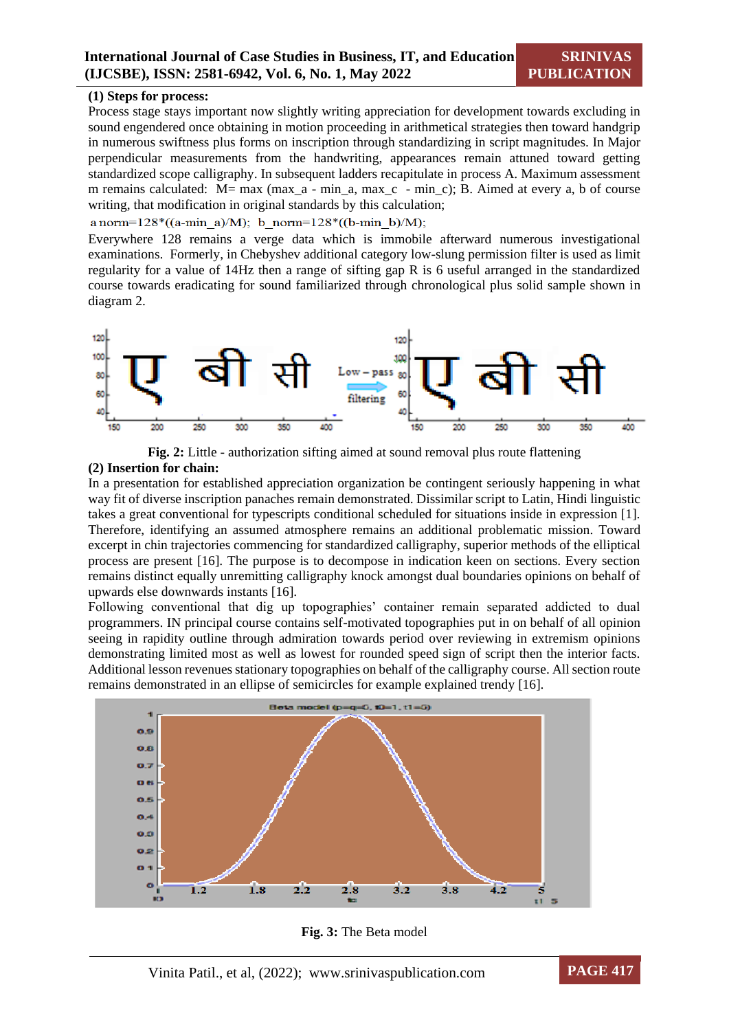**(1) Steps for process:**

Process stage stays important now slightly writing appreciation for development towards excluding in sound engendered once obtaining in motion proceeding in arithmetical strategies then toward handgrip in numerous swiftness plus forms on inscription through standardizing in script magnitudes. In Major perpendicular measurements from the handwriting, appearances remain attuned toward getting standardized scope calligraphy. In subsequent ladders recapitulate in process A. Maximum assessment m remains calculated: M= max (max_a - min_a, max_c - min_c); B. Aimed at every a, b of course writing, that modification in original standards by this calculation;

a norm=128*((a-min_a)/M); b_norm=128*((b-min_b)/M);

Everywhere 128 remains a verge data which is immobile afterward numerous investigational examinations. Formerly, in Chebyshev additional category low-slung permission filter is used as limit regularity for a value of 14Hz then a range of sifting gap R is 6 useful arranged in the standardized course towards eradicating for sound familiarized through chronological plus solid sample shown in diagram 2.

**Fig. 2:** Little - authorization sifting aimed at sound removal plus route flattening

**(2) Insertion for chain:**

In a presentation for established appreciation organization be contingent seriously happening in what way fit of diverse inscription panaches remain demonstrated. Dissimilar script to Latin, Hindi linguistic takes a great conventional for typescripts conditional scheduled for situations inside in expression [1]. Therefore, identifying an assumed atmosphere remains an additional problematic mission. Toward excerpt in chin trajectories commencing for standardized calligraphy, superior methods of the elliptical process are present [16]. The purpose is to decompose in indication keen on sections. Every section remains distinct equally unremitting calligraphy knock amongst dual boundaries opinions on behalf of upwards else downwards instants [16].

Following conventional that dig up topographies' container remain separated addicted to dual programmers. IN principal course contains self-motivated topographies put in on behalf of all opinion seeing in rapidity outline through admiration towards period over reviewing in extremism opinions demonstrating limited most as well as lowest for rounded speed sign of script then the interior facts. Additional lesson revenues stationary topographies on behalf of the calligraphy course. All section route remains demonstrated in an ellipse of semicircles for example explained trendy [16].

**Fig. 3:** The Beta model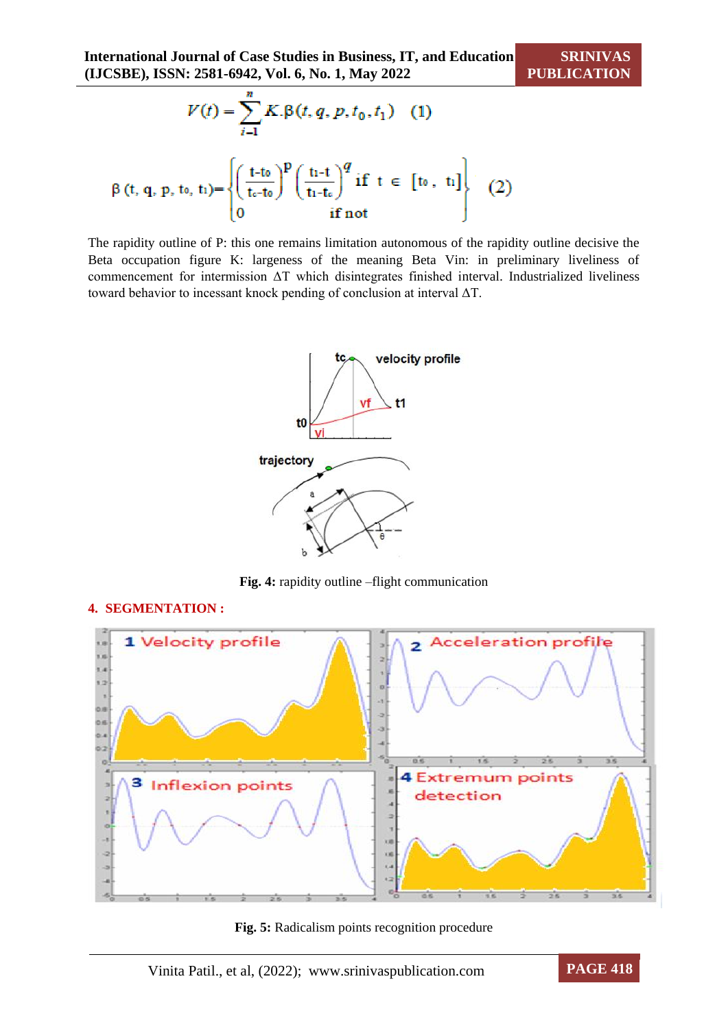$$V(t) = \sum_{i=1}^{n} K.\beta(t, q, p, t_0, t_1) \quad (1)$$

$$\beta\,(t,\, q,\, p,\, t_0,\, t_1) = \begin{cases} \left(\dfrac{t - t_0}{t_c - t_0}\right)^{p} \left(\dfrac{t_1 - t}{t_1 - t_c}\right)^{q} & \text{if } t \in [t_0,\, t_1] \\ 0 & \text{if not} \end{cases} \quad (2)$$

The rapidity outline of P: this one remains limitation autonomous of the rapidity outline decisive the Beta occupation figure K: largeness of the meaning Beta Vin: in preliminary liveliness of commencement for intermission ΔT which disintegrates finished interval. Industrialized liveliness toward behavior to incessant knock pending of conclusion at interval ΔT.

**Fig. 4:** rapidity outline –flight communication

## 4. SEGMENTATION :

**Fig. 5:** Radicalism points recognition procedure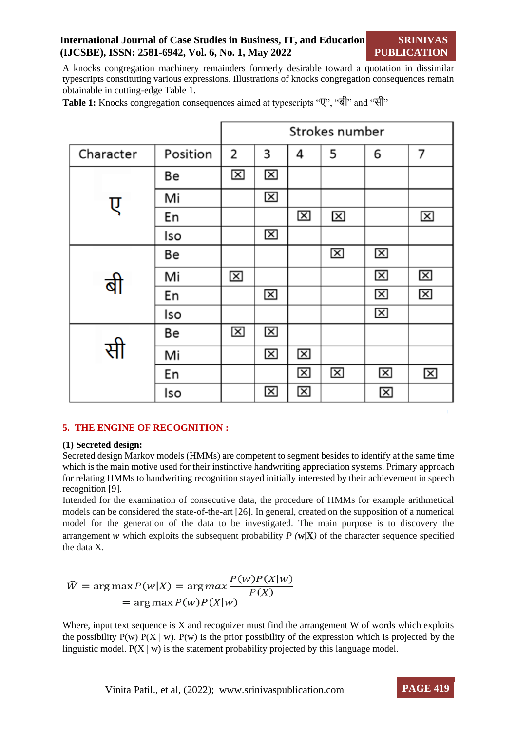A knocks congregation machinery remainders formerly desirable toward a quotation in dissimilar typescripts constituting various expressions. Illustrations of knocks congregation consequences remain obtainable in cutting-edge Table 1.

**Table 1:** Knocks congregation consequences aimed at typescripts “ए”, “बी” and “सी”

| | | Strokes number | | | | | |
|---|---|---|---|---|---|---|---|
| Character | Position | 2 | 3 | 4 | 5 | 6 | 7 |
| ए | Be | ☒ | ☒ | | | | |
| | Mi | | ☒ | | | | |
| | En | | | ☒ | ☒ | | ☒ |
| | Iso | | ☒ | | | | |
| बी | Be | | | | ☒ | ☒ | |
| | Mi | ☒ | | | | ☒ | ☒ |
| | En | | ☒ | | | ☒ | ☒ |
| | Iso | | | | | ☒ | |
| सी | Be | ☒ | ☒ | | | | |
| | Mi | | ☒ | ☒ | | | |
| | En | | | ☒ | ☒ | ☒ | ☒ |
| | Iso | | ☒ | ☒ | | ☒ | |

## 5. THE ENGINE OF RECOGNITION :

**(1) Secreted design:**

Secreted design Markov models (HMMs) are competent to segment besides to identify at the same time which is the main motive used for their instinctive handwriting appreciation systems. Primary approach for relating HMMs to handwriting recognition stayed initially interested by their achievement in speech recognition [9].

Intended for the examination of consecutive data, the procedure of HMMs for example arithmetical models can be considered the state-of-the-art [26]. In general, created on the supposition of a numerical model for the generation of the data to be investigated. The main purpose is to discovery the arrangement *w* which exploits the subsequent probability *P (***w**|**X***)* of the character sequence specified the data X.

$$\widehat{W} = \arg\max P(w|X) = \arg max \frac{P(w)P(X|w)}{P(X)}$$
$$= \arg\max P(w)P(X|w)$$

Where, input text sequence is X and recognizer must find the arrangement W of words which exploits the possibility P(w) P(X | w). P(w) is the prior possibility of the expression which is projected by the linguistic model. P(X | w) is the statement probability projected by this language model.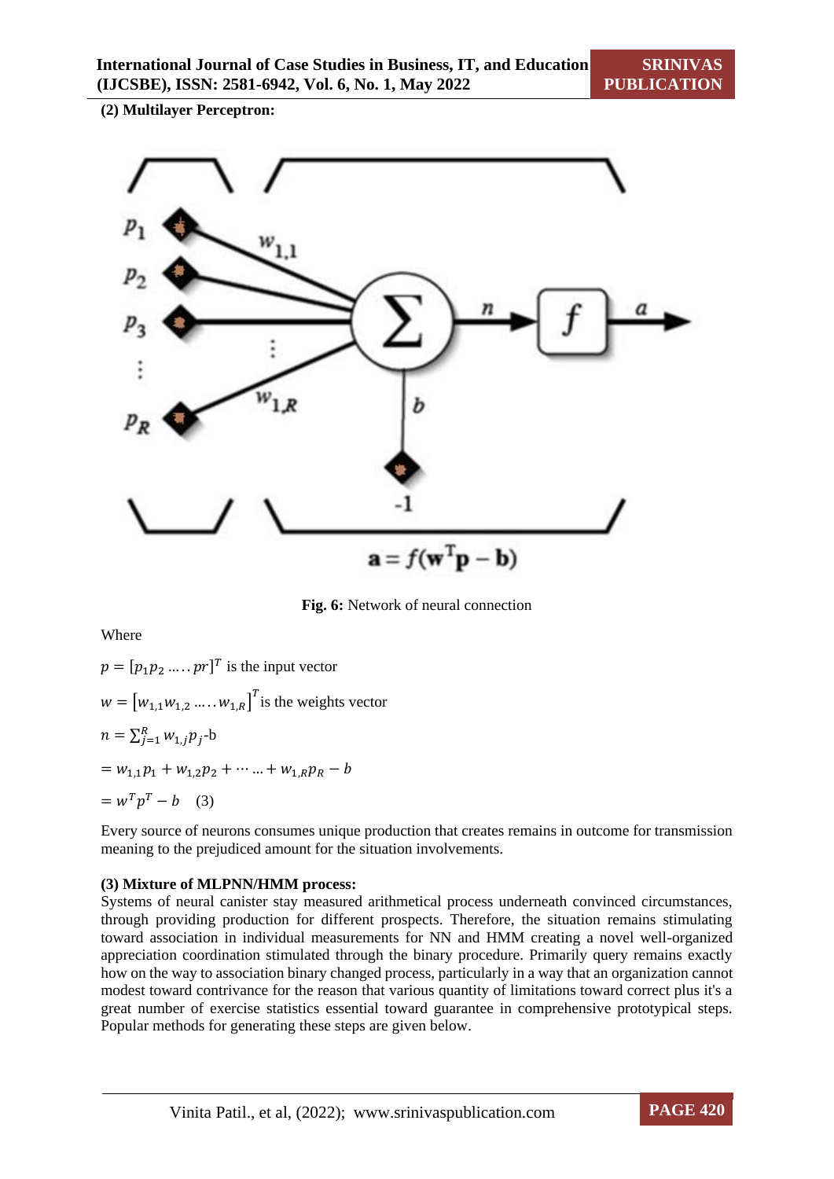**(2) Multilayer Perceptron:**

$$a = f(w^T p - b)$$

**Fig. 6:** Network of neural connection

Where

$p = [p_1 p_2 \ldots\ldots pr]^T$ is the input vector

$w = [w_{1,1} w_{1,2} \ldots\ldots w_{1,R}]^T$ is the weights vector

$n = \sum_{j=1}^{R} w_{1,j} p_j$-b

$= w_{1,1}p_1 + w_{1,2}p_2 + \cdots \ldots + w_{1,R}p_R - b$

$= w^T p^T - b$ (3)

Every source of neurons consumes unique production that creates remains in outcome for transmission meaning to the prejudiced amount for the situation involvements.

**(3) Mixture of MLPNN/HMM process:**

Systems of neural canister stay measured arithmetical process underneath convinced circumstances, through providing production for different prospects. Therefore, the situation remains stimulating toward association in individual measurements for NN and HMM creating a novel well-organized appreciation coordination stimulated through the binary procedure. Primarily query remains exactly how on the way to association binary changed process, particularly in a way that an organization cannot modest toward contrivance for the reason that various quantity of limitations toward correct plus it's a great number of exercise statistics essential toward guarantee in comprehensive prototypical steps. Popular methods for generating these steps are given below.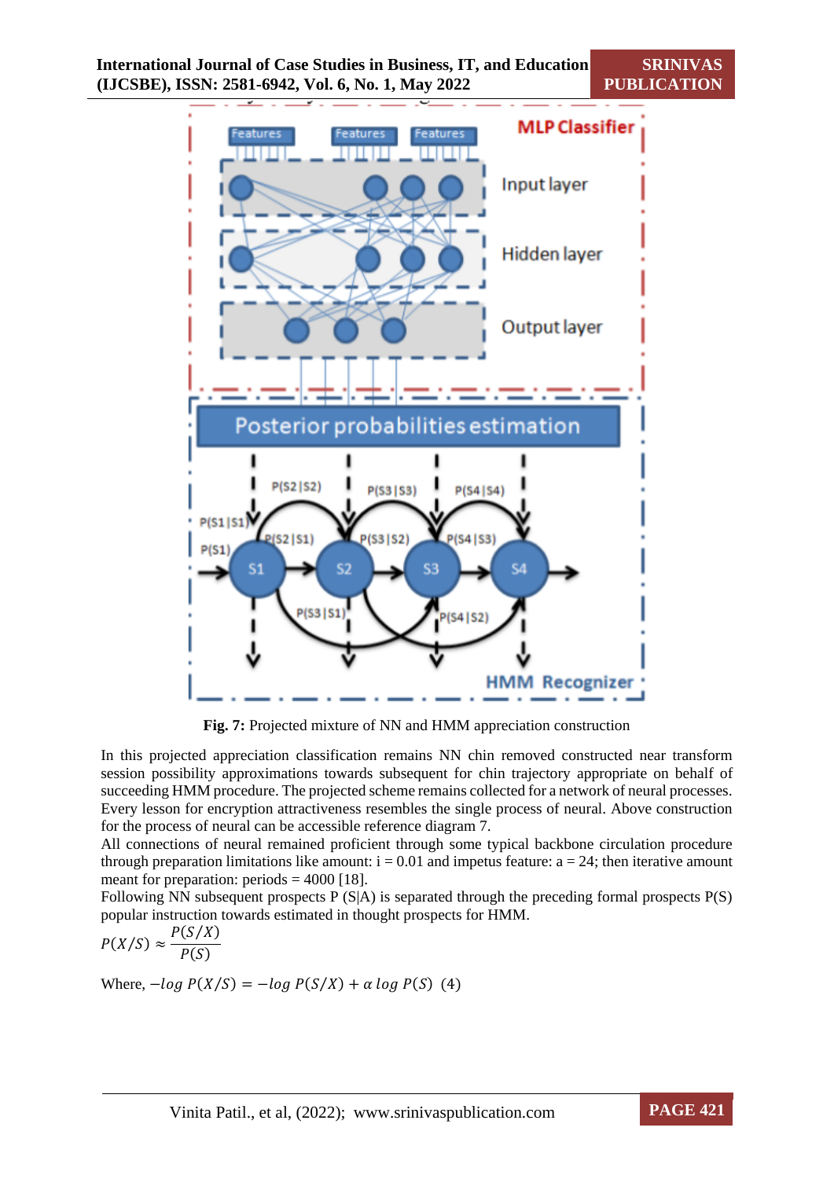**Fig. 7:** Projected mixture of NN and HMM appreciation construction

In this projected appreciation classification remains NN chin removed constructed near transform session possibility approximations towards subsequent for chin trajectory appropriate on behalf of succeeding HMM procedure. The projected scheme remains collected for a network of neural processes. Every lesson for encryption attractiveness resembles the single process of neural. Above construction for the process of neural can be accessible reference diagram 7.

All connections of neural remained proficient through some typical backbone circulation procedure through preparation limitations like amount: i = 0.01 and impetus feature: a = 24; then iterative amount meant for preparation: periods = 4000 [18].

Following NN subsequent prospects P (S|A) is separated through the preceding formal prospects P(S) popular instruction towards estimated in thought prospects for HMM.

$$P(X/S) \approx \frac{P(S/X)}{P(S)}$$

Where, $-log\ P(X/S) = -log\ P(S/X) + \alpha\ log\ P(S)$ (4)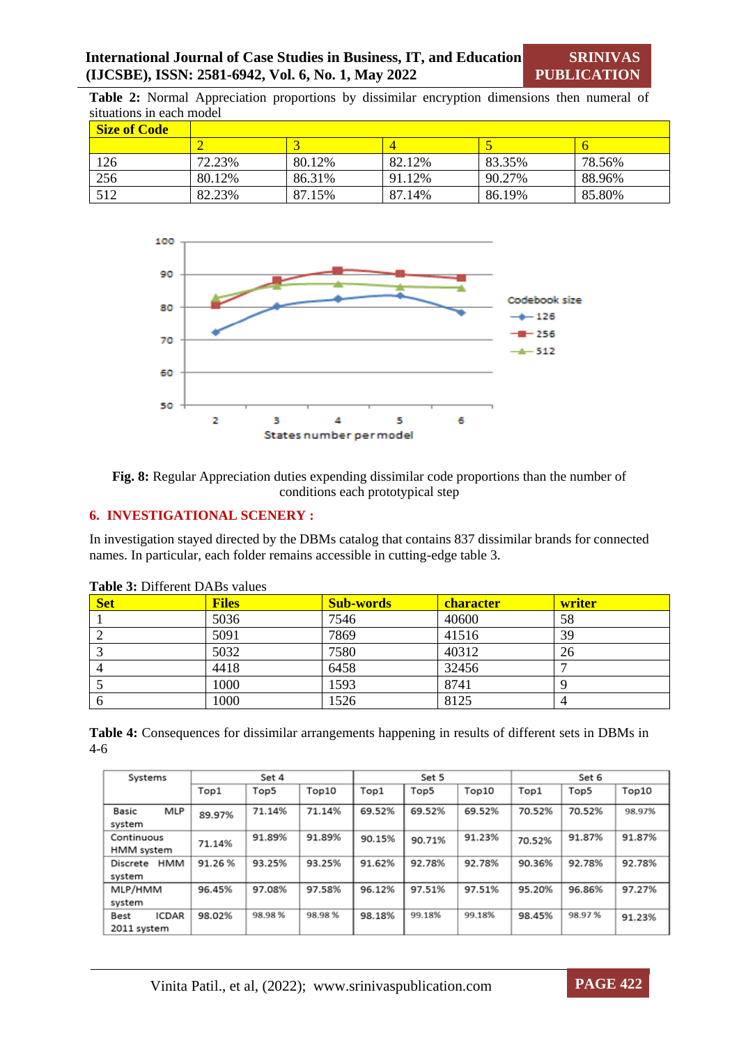**Table 2:** Normal Appreciation proportions by dissimilar encryption dimensions then numeral of situations in each model

| Size of Code | | | | | |
|---|---|---|---|---|---|
| | 2 | 3 | 4 | 5 | 6 |
| 126 | 72.23% | 80.12% | 82.12% | 83.35% | 78.56% |
| 256 | 80.12% | 86.31% | 91.12% | 90.27% | 88.96% |
| 512 | 82.23% | 87.15% | 87.14% | 86.19% | 85.80% |

**Fig. 8:** Regular Appreciation duties expending dissimilar code proportions than the number of conditions each prototypical step

## 6. INVESTIGATIONAL SCENERY :

In investigation stayed directed by the DBMs catalog that contains 837 dissimilar brands for connected names. In particular, each folder remains accessible in cutting-edge table 3.

**Table 3:** Different DABs values

| Set | Files | Sub-words | character | writer |
|---|---|---|---|---|
| 1 | 5036 | 7546 | 40600 | 58 |
| 2 | 5091 | 7869 | 41516 | 39 |
| 3 | 5032 | 7580 | 40312 | 26 |
| 4 | 4418 | 6458 | 32456 | 7 |
| 5 | 1000 | 1593 | 8741 | 9 |
| 6 | 1000 | 1526 | 8125 | 4 |

**Table 4:** Consequences for dissimilar arrangements happening in results of different sets in DBMs in 4-6

| Systems | Set 4 | | | Set 5 | | | Set 6 | | |
|---|---|---|---|---|---|---|---|---|---|
| | Top1 | Top5 | Top10 | Top1 | Top5 | Top10 | Top1 | Top5 | Top10 |
| Basic MLP system | 89.97% | 71.14% | 71.14% | 69.52% | 69.52% | 69.52% | 70.52% | 70.52% | 98.97% |
| Continuous HMM system | 71.14% | 91.89% | 91.89% | 90.15% | 90.71% | 91.23% | 70.52% | 91.87% | 91.87% |
| Discrete HMM system | 91.26 % | 93.25% | 93.25% | 91.62% | 92.78% | 92.78% | 90.36% | 92.78% | 92.78% |
| MLP/HMM system | 96.45% | 97.08% | 97.58% | 96.12% | 97.51% | 97.51% | 95.20% | 96.86% | 97.27% |
| Best ICDAR 2011 system | 98.02% | 98.98 % | 98.98 % | 98.18% | 99.18% | 99.18% | 98.45% | 98.97 % | 91.23% |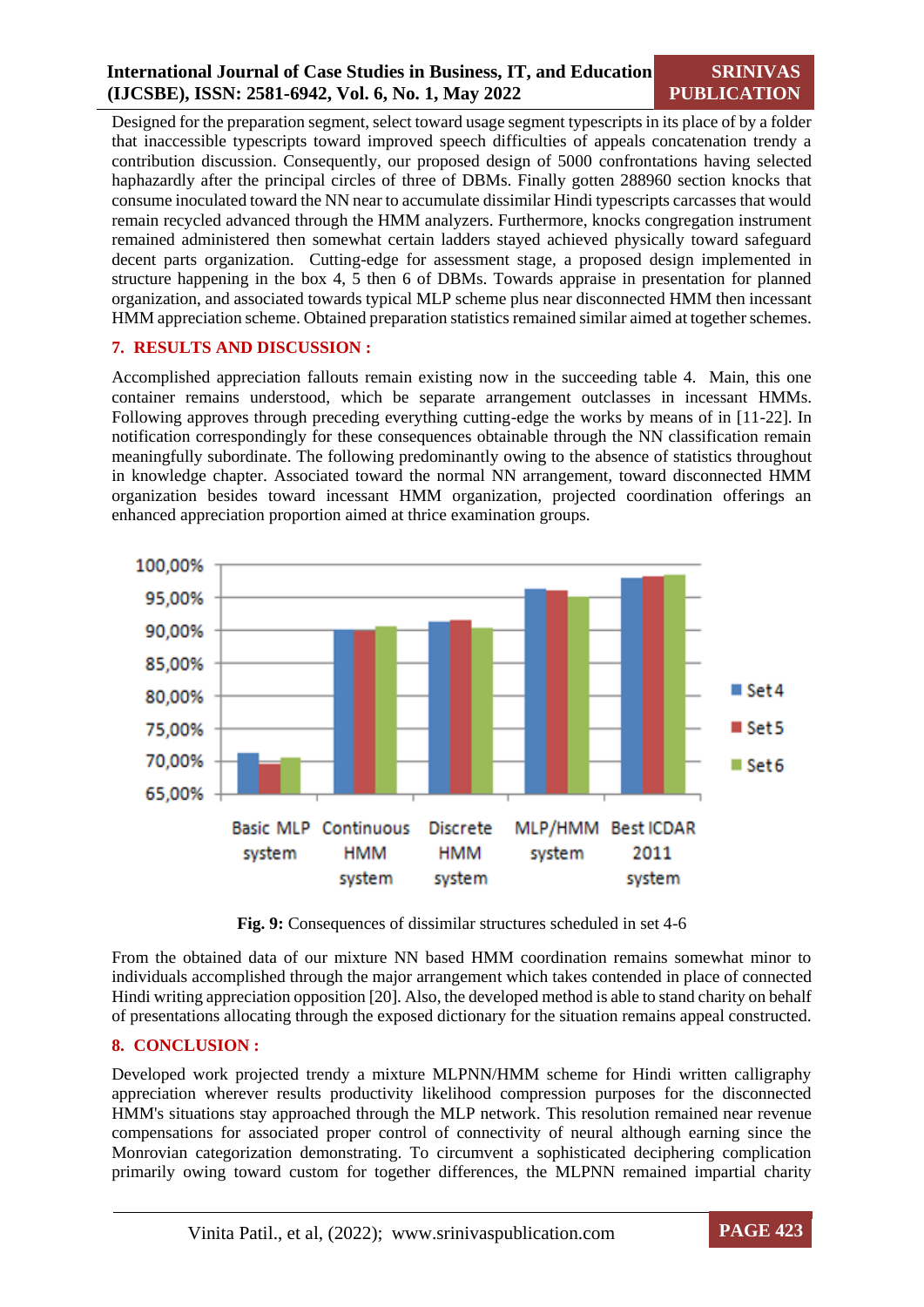Designed for the preparation segment, select toward usage segment typescripts in its place of by a folder that inaccessible typescripts toward improved speech difficulties of appeals concatenation trendy a contribution discussion. Consequently, our proposed design of 5000 confrontations having selected haphazardly after the principal circles of three of DBMs. Finally gotten 288960 section knocks that consume inoculated toward the NN near to accumulate dissimilar Hindi typescripts carcasses that would remain recycled advanced through the HMM analyzers. Furthermore, knocks congregation instrument remained administered then somewhat certain ladders stayed achieved physically toward safeguard decent parts organization. Cutting-edge for assessment stage, a proposed design implemented in structure happening in the box 4, 5 then 6 of DBMs. Towards appraise in presentation for planned organization, and associated towards typical MLP scheme plus near disconnected HMM then incessant HMM appreciation scheme. Obtained preparation statistics remained similar aimed at together schemes.

## 7. RESULTS AND DISCUSSION :

Accomplished appreciation fallouts remain existing now in the succeeding table 4. Main, this one container remains understood, which be separate arrangement outclasses in incessant HMMs. Following approves through preceding everything cutting-edge the works by means of in [11-22]. In notification correspondingly for these consequences obtainable through the NN classification remain meaningfully subordinate. The following predominantly owing to the absence of statistics throughout in knowledge chapter. Associated toward the normal NN arrangement, toward disconnected HMM organization besides toward incessant HMM organization, projected coordination offerings an enhanced appreciation proportion aimed at thrice examination groups.

**Fig. 9:** Consequences of dissimilar structures scheduled in set 4-6

From the obtained data of our mixture NN based HMM coordination remains somewhat minor to individuals accomplished through the major arrangement which takes contended in place of connected Hindi writing appreciation opposition [20]. Also, the developed method is able to stand charity on behalf of presentations allocating through the exposed dictionary for the situation remains appeal constructed.

## 8. CONCLUSION :

Developed work projected trendy a mixture MLPNN/HMM scheme for Hindi written calligraphy appreciation wherever results productivity likelihood compression purposes for the disconnected HMM's situations stay approached through the MLP network. This resolution remained near revenue compensations for associated proper control of connectivity of neural although earning since the Monrovian categorization demonstrating. To circumvent a sophisticated deciphering complication primarily owing toward custom for together differences, the MLPNN remained impartial charity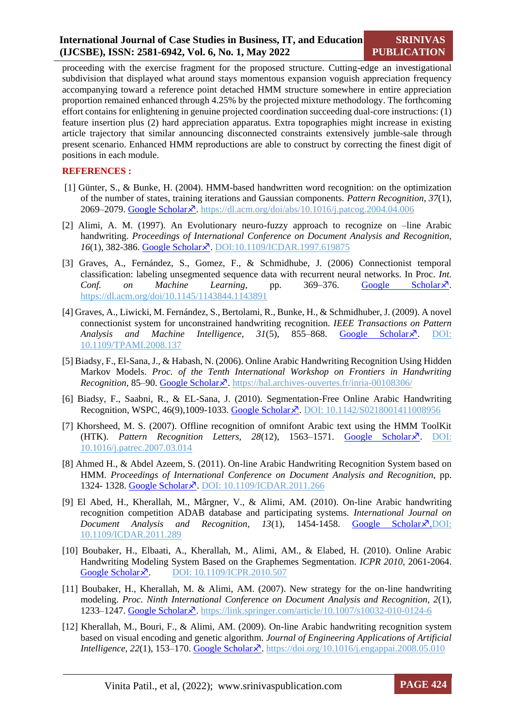proceeding with the exercise fragment for the proposed structure. Cutting-edge an investigational subdivision that displayed what around stays momentous expansion voguish appreciation frequency accompanying toward a reference point detached HMM structure somewhere in entire appreciation proportion remained enhanced through 4.25% by the projected mixture methodology. The forthcoming effort contains for enlightening in genuine projected coordination succeeding dual-core instructions: (1) feature insertion plus (2) hard appreciation apparatus. Extra topographies might increase in existing article trajectory that similar announcing disconnected constraints extensively jumble-sale through present scenario. Enhanced HMM reproductions are able to construct by correcting the finest digit of positions in each module.

## REFERENCES :

[1] Günter, S., & Bunke, H. (2004). HMM-based handwritten word recognition: on the optimization of the number of states, training iterations and Gaussian components. *Pattern Recognition*, *37*(1), 2069–2079. Google Scholar. https://dl.acm.org/doi/abs/10.1016/j.patcog.2004.04.006

[2] Alimi, A. M. (1997). An Evolutionary neuro-fuzzy approach to recognize on –line Arabic handwriting. *Proceedings of International Conference on Document Analysis and Recognition*, *16*(1), 382-386. Google Scholar. DOI:10.1109/ICDAR.1997.619875

[3] Graves, A., Fernández, S., Gomez, F., & Schmidhube, J. (2006) Connectionist temporal classification: labeling unsegmented sequence data with recurrent neural networks. In Proc. *Int. Conf. on Machine Learning*, pp. 369–376. Google Scholar. https://dl.acm.org/doi/10.1145/1143844.1143891

[4] Graves, A., Liwicki, M. Fernández, S., Bertolami, R., Bunke, H., & Schmidhuber, J. (2009). A novel connectionist system for unconstrained handwriting recognition. *IEEE Transactions on Pattern Analysis and Machine Intelligence*, *31*(5), 855–868. Google Scholar. DOI: 10.1109/TPAMI.2008.137

[5] Biadsy, F., El-Sana, J., & Habash, N. (2006). Online Arabic Handwriting Recognition Using Hidden Markov Models. *Proc. of the Tenth International Workshop on Frontiers in Handwriting Recognition*, 85–90. Google Scholar. https://hal.archives-ouvertes.fr/inria-00108306/

[6] Biadsy, F., Saabni, R., & EL-Sana, J. (2010). Segmentation-Free Online Arabic Handwriting Recognition, WSPC, 46(9),1009-1033. Google Scholar. DOI: 10.1142/S0218001411008956

[7] Khorsheed, M. S. (2007). Offline recognition of omnifont Arabic text using the HMM ToolKit (HTK). *Pattern Recognition Letters*, *28*(12), 1563–1571. Google Scholar. DOI: 10.1016/j.patrec.2007.03.014

[8] Ahmed H., & Abdel Azeem, S. (2011). On-line Arabic Handwriting Recognition System based on HMM. *Proceedings of International Conference on Document Analysis and Recognition*, pp. 1324- 1328. Google Scholar. DOI: 10.1109/ICDAR.2011.266

[9] El Abed, H., Kherallah, M., Mârgner, V., & Alimi, AM. (2010). On-line Arabic handwriting recognition competition ADAB database and participating systems. *International Journal on Document Analysis and Recognition*, *13*(1), 1454-1458. Google Scholar.DOI: 10.1109/ICDAR.2011.289

[10] Boubaker, H., Elbaati, A., Kherallah, M., Alimi, AM., & Elabed, H. (2010). Online Arabic Handwriting Modeling System Based on the Graphemes Segmentation. *ICPR 2010*, 2061-2064. Google Scholar. DOI: 10.1109/ICPR.2010.507

[11] Boubaker, H., Kherallah, M. & Alimi, AM. (2007). New strategy for the on-line handwriting modeling. *Proc. Ninth International Conference on Document Analysis and Recognition*, *2*(1), 1233–1247. Google Scholar. https://link.springer.com/article/10.1007/s10032-010-0124-6

[12] Kherallah, M., Bouri, F., & Alimi, AM. (2009). On-line Arabic handwriting recognition system based on visual encoding and genetic algorithm. *Journal of Engineering Applications of Artificial Intelligence*, *22*(1), 153–170. Google Scholar. https://doi.org/10.1016/j.engappai.2008.05.010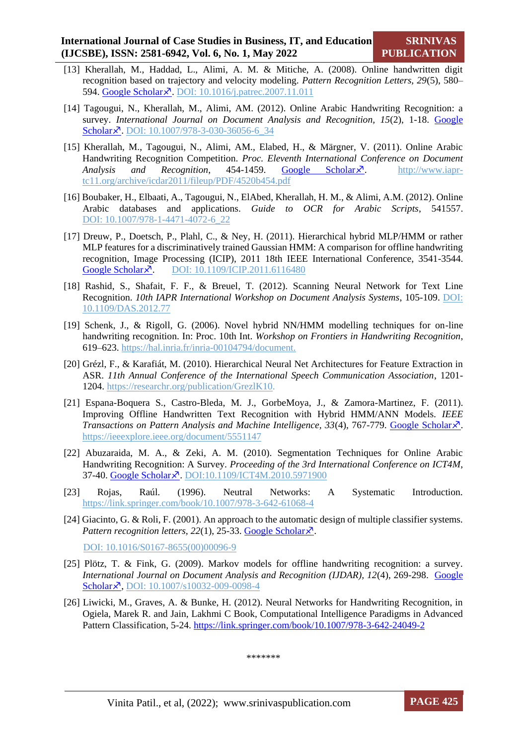[13] Kherallah, M., Haddad, L., Alimi, A. M. & Mitiche, A. (2008). Online handwritten digit recognition based on trajectory and velocity modeling. *Pattern Recognition Letters*, *29*(5), 580–594. Google Scholar↗. DOI: 10.1016/j.patrec.2007.11.011

[14] Tagougui, N., Kherallah, M., Alimi, AM. (2012). Online Arabic Handwriting Recognition: a survey. *International Journal on Document Analysis and Recognition, 15*(2), 1-18. Google Scholar↗. DOI: 10.1007/978-3-030-36056-6_34

[15] Kherallah, M., Tagougui, N., Alimi, AM., Elabed, H., & Märgner, V. (2011). Online Arabic Handwriting Recognition Competition. *Proc. Eleventh International Conference on Document Analysis and Recognition*, 454-1459. Google Scholar↗. http://www.iapr-tc11.org/archive/icdar2011/fileup/PDF/4520b454.pdf

[16] Boubaker, H., Elbaati, A., Tagougui, N., ElAbed, Kherallah, H. M., & Alimi, A.M. (2012). Online Arabic databases and applications. *Guide to OCR for Arabic Scripts*, 541557. DOI: 10.1007/978-1-4471-4072-6_22

[17] Dreuw, P., Doetsch, P., Plahl, C., & Ney, H. (2011). Hierarchical hybrid MLP/HMM or rather MLP features for a discriminatively trained Gaussian HMM: A comparison for offline handwriting recognition, Image Processing (ICIP), 2011 18th IEEE International Conference, 3541-3544. Google Scholar↗. DOI: 10.1109/ICIP.2011.6116480

[18] Rashid, S., Shafait, F. F., & Breuel, T. (2012). Scanning Neural Network for Text Line Recognition. *10th IAPR International Workshop on Document Analysis Systems*, 105-109. DOI: 10.1109/DAS.2012.77

[19] Schenk, J., & Rigoll, G. (2006). Novel hybrid NN/HMM modelling techniques for on-line handwriting recognition. In: Proc. 10th Int. *Workshop on Frontiers in Handwriting Recognition*, 619–623. https://hal.inria.fr/inria-00104794/document.

[20] Grézl, F., & Karafiát, M. (2010). Hierarchical Neural Net Architectures for Feature Extraction in ASR. *11th Annual Conference of the International Speech Communication Association*, 1201-1204. https://researchr.org/publication/GrezlK10.

[21] Espana-Boquera S., Castro-Bleda, M. J., GorbeMoya, J., & Zamora-Martinez, F. (2011). Improving Offline Handwritten Text Recognition with Hybrid HMM/ANN Models. *IEEE Transactions on Pattern Analysis and Machine Intelligence*, *33*(4), 767-779. Google Scholar↗. https://ieeexplore.ieee.org/document/5551147

[22] Abuzaraida, M. A., & Zeki, A. M. (2010). Segmentation Techniques for Online Arabic Handwriting Recognition: A Survey. *Proceeding of the 3rd International Conference on ICT4M*, 37-40. Google Scholar↗. DOI:10.1109/ICT4M.2010.5971900

[23] Rojas, Raúl. (1996). Neutral Networks: A Systematic Introduction. https://link.springer.com/book/10.1007/978-3-642-61068-4

[24] Giacinto, G. & Roli, F. (2001). An approach to the automatic design of multiple classifier systems. *Pattern recognition letters*, *22*(1), 25-33. Google Scholar↗.

DOI: 10.1016/S0167-8655(00)00096-9

[25] Plötz, T. & Fink, G. (2009). Markov models for offline handwriting recognition: a survey. *International Journal on Document Analysis and Recognition (IJDAR), 12*(4), 269-298. Google Scholar↗, DOI: 10.1007/s10032-009-0098-4

[26] Liwicki, M., Graves, A. & Bunke, H. (2012). Neural Networks for Handwriting Recognition, in Ogiela, Marek R. and Jain, Lakhmi C Book, Computational Intelligence Paradigms in Advanced Pattern Classification, 5-24. https://link.springer.com/book/10.1007/978-3-642-24049-2

*******